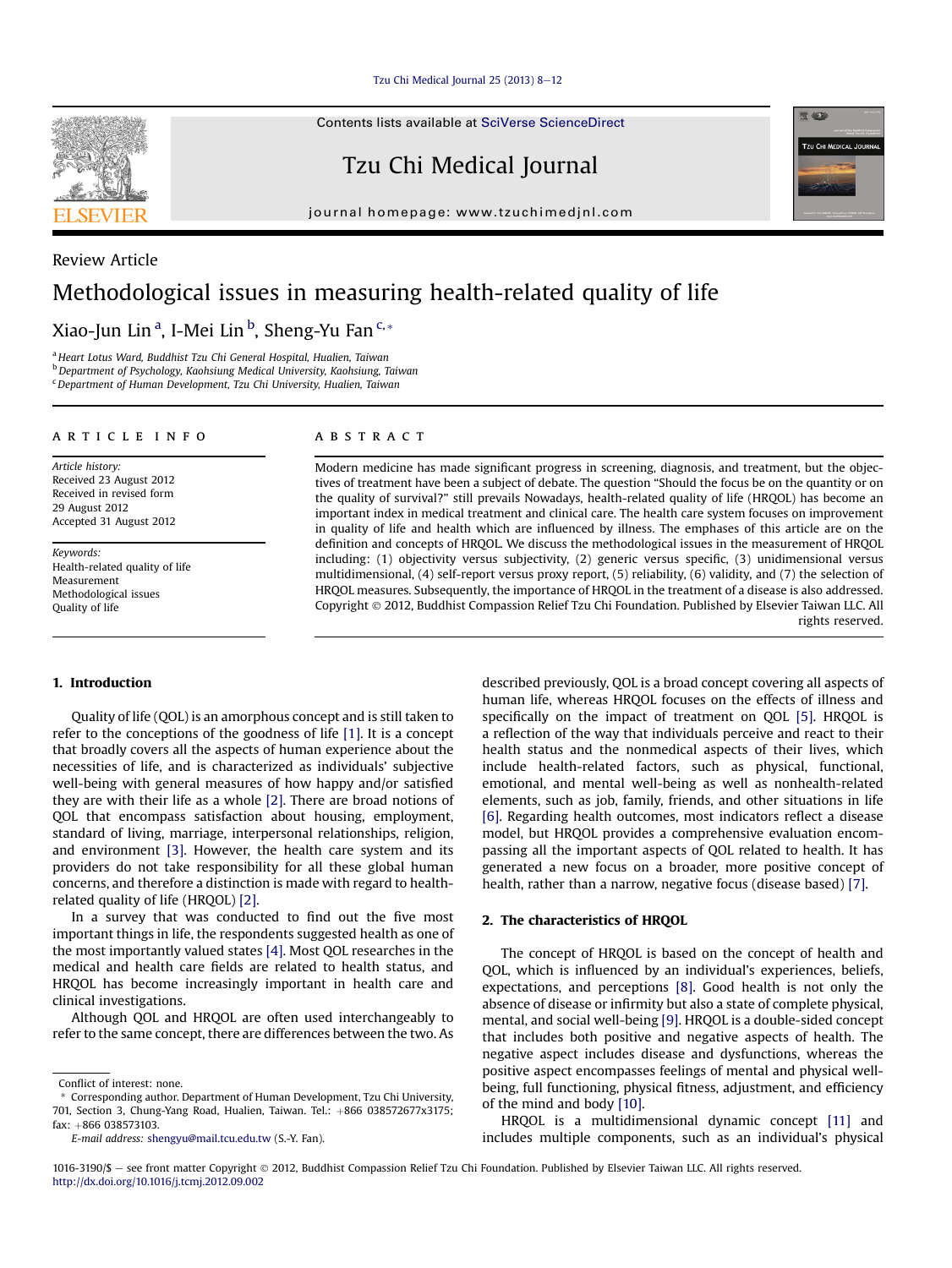Review Article

# Methodological issues in measuring health-related quality of life

Xiao-Jun Lin [a], I-Mei Lin [b], Sheng-Yu Fan [c,*]

[a] Heart Lotus Ward, Buddhist Tzu Chi General Hospital, Hualien, Taiwan
[b] Department of Psychology, Kaohsiung Medical University, Kaohsiung, Taiwan
[c] Department of Human Development, Tzu Chi University, Hualien, Taiwan

## ARTICLE INFO

*Article history:*
Received 23 August 2012
Received in revised form
29 August 2012
Accepted 31 August 2012

*Keywords:*
Health-related quality of life
Measurement
Methodological issues
Quality of life

## ABSTRACT

Modern medicine has made significant progress in screening, diagnosis, and treatment, but the objectives of treatment have been a subject of debate. The question "Should the focus be on the quantity or on the quality of survival?" still prevails Nowadays, health-related quality of life (HRQOL) has become an important index in medical treatment and clinical care. The health care system focuses on improvement in quality of life and health which are influenced by illness. The emphases of this article are on the definition and concepts of HRQOL. We discuss the methodological issues in the measurement of HRQOL including: (1) objectivity versus subjectivity, (2) generic versus specific, (3) unidimensional versus multidimensional, (4) self-report versus proxy report, (5) reliability, (6) validity, and (7) the selection of HRQOL measures. Subsequently, the importance of HRQOL in the treatment of a disease is also addressed.

Copyright © 2012, Buddhist Compassion Relief Tzu Chi Foundation. Published by Elsevier Taiwan LLC. All rights reserved.

## 1. Introduction

Quality of life (QOL) is an amorphous concept and is still taken to refer to the conceptions of the goodness of life [1]. It is a concept that broadly covers all the aspects of human experience about the necessities of life, and is characterized as individuals' subjective well-being with general measures of how happy and/or satisfied they are with their life as a whole [2]. There are broad notions of QOL that encompass satisfaction about housing, employment, standard of living, marriage, interpersonal relationships, religion, and environment [3]. However, the health care system and its providers do not take responsibility for all these global human concerns, and therefore a distinction is made with regard to health-related quality of life (HRQOL) [2].

In a survey that was conducted to find out the five most important things in life, the respondents suggested health as one of the most importantly valued states [4]. Most QOL researches in the medical and health care fields are related to health status, and HRQOL has become increasingly important in health care and clinical investigations.

Although QOL and HRQOL are often used interchangeably to refer to the same concept, there are differences between the two. As described previously, QOL is a broad concept covering all aspects of human life, whereas HRQOL focuses on the effects of illness and specifically on the impact of treatment on QOL [5]. HRQOL is a reflection of the way that individuals perceive and react to their health status and the nonmedical aspects of their lives, which include health-related factors, such as physical, functional, emotional, and mental well-being as well as nonhealth-related elements, such as job, family, friends, and other situations in life [6]. Regarding health outcomes, most indicators reflect a disease model, but HRQOL provides a comprehensive evaluation encompassing all the important aspects of QOL related to health. It has generated a new focus on a broader, more positive concept of health, rather than a narrow, negative focus (disease based) [7].

## 2. The characteristics of HRQOL

The concept of HRQOL is based on the concept of health and QOL, which is influenced by an individual's experiences, beliefs, expectations, and perceptions [8]. Good health is not only the absence of disease or infirmity but also a state of complete physical, mental, and social well-being [9]. HRQOL is a double-sided concept that includes both positive and negative aspects of health. The negative aspect includes disease and dysfunctions, whereas the positive aspect encompasses feelings of mental and physical well-being, full functioning, physical fitness, adjustment, and efficiency of the mind and body [10].

HRQOL is a multidimensional dynamic concept [11] and includes multiple components, such as an individual's physical

---

Conflict of interest: none.

* Corresponding author. Department of Human Development, Tzu Chi University, 701, Section 3, Chung-Yang Road, Hualien, Taiwan. Tel.: +866 038572677x3175; fax: +866 038573103.

*E-mail address:* shengyu@mail.tcu.edu.tw (S.-Y. Fan).

1016-3190/$ – see front matter Copyright © 2012, Buddhist Compassion Relief Tzu Chi Foundation. Published by Elsevier Taiwan LLC. All rights reserved.
http://dx.doi.org/10.1016/j.tcmj.2012.09.002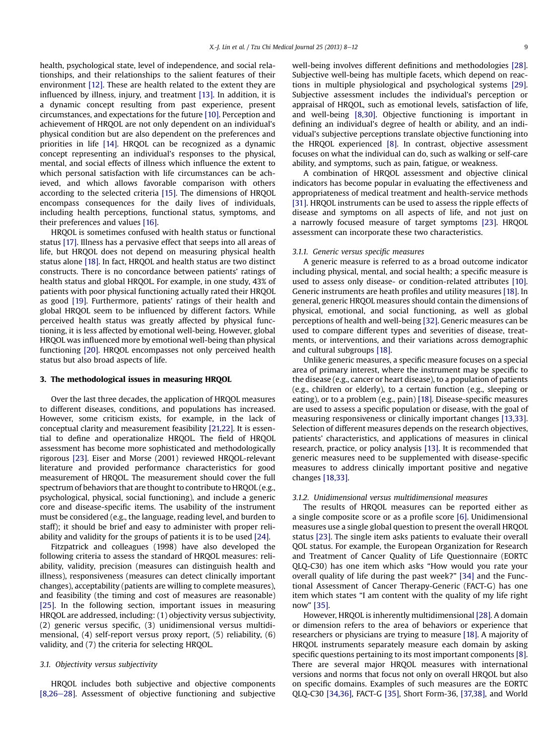health, psychological state, level of independence, and social relationships, and their relationships to the salient features of their environment [12]. These are health related to the extent they are influenced by illness, injury, and treatment [13]. In addition, it is a dynamic concept resulting from past experience, present circumstances, and expectations for the future [10]. Perception and achievement of HRQOL are not only dependent on an individual's physical condition but are also dependent on the preferences and priorities in life [14]. HRQOL can be recognized as a dynamic concept representing an individual's responses to the physical, mental, and social effects of illness which influence the extent to which personal satisfaction with life circumstances can be achieved, and which allows favorable comparison with others according to the selected criteria [15]. The dimensions of HRQOL encompass consequences for the daily lives of individuals, including health perceptions, functional status, symptoms, and their preferences and values [16].

HRQOL is sometimes confused with health status or functional status [17]. Illness has a pervasive effect that seeps into all areas of life, but HRQOL does not depend on measuring physical health status alone [18]. In fact, HRQOL and health status are two distinct constructs. There is no concordance between patients' ratings of health status and global HRQOL. For example, in one study, 43% of patients with poor physical functioning actually rated their HRQOL as good [19]. Furthermore, patients' ratings of their health and global HRQOL seem to be influenced by different factors. While perceived health status was greatly affected by physical functioning, it is less affected by emotional well-being. However, global HRQOL was influenced more by emotional well-being than physical functioning [20]. HRQOL encompasses not only perceived health status but also broad aspects of life.

## 3. The methodological issues in measuring HRQOL

Over the last three decades, the application of HRQOL measures to different diseases, conditions, and populations has increased. However, some criticism exists, for example, in the lack of conceptual clarity and measurement feasibility [21,22]. It is essential to define and operationalize HRQOL. The field of HRQOL assessment has become more sophisticated and methodologically rigorous [23]. Eiser and Morse (2001) reviewed HRQOL-relevant literature and provided performance characteristics for good measurement of HRQOL. The measurement should cover the full spectrum of behaviors that are thought to contribute to HRQOL (e.g., psychological, physical, social functioning), and include a generic core and disease-specific items. The usability of the instrument must be considered (e.g., the language, reading level, and burden to staff); it should be brief and easy to administer with proper reliability and validity for the groups of patients it is to be used [24].

Fitzpatrick and colleagues (1998) have also developed the following criteria to assess the standard of HRQOL measures: reliability, validity, precision (measures can distinguish health and illness), responsiveness (measures can detect clinically important changes), acceptability (patients are willing to complete measures), and feasibility (the timing and cost of measures are reasonable) [25]. In the following section, important issues in measuring HRQOL are addressed, including: (1) objectivity versus subjectivity, (2) generic versus specific, (3) unidimensional versus multidimensional, (4) self-report versus proxy report, (5) reliability, (6) validity, and (7) the criteria for selecting HRQOL.

### 3.1. Objectivity versus subjectivity

HRQOL includes both subjective and objective components [8,26–28]. Assessment of objective functioning and subjective well-being involves different definitions and methodologies [28]. Subjective well-being has multiple facets, which depend on reactions in multiple physiological and psychological systems [29]. Subjective assessment includes the individual's perception or appraisal of HRQOL, such as emotional levels, satisfaction of life, and well-being [8,30]. Objective functioning is important in defining an individual's degree of health or ability, and an individual's subjective perceptions translate objective functioning into the HRQOL experienced [8]. In contrast, objective assessment focuses on what the individual can do, such as walking or self-care ability, and symptoms, such as pain, fatigue, or weakness.

A combination of HRQOL assessment and objective clinical indicators has become popular in evaluating the effectiveness and appropriateness of medical treatment and health-service methods [31]. HRQOL instruments can be used to assess the ripple effects of disease and symptoms on all aspects of life, and not just on a narrowly focused measure of target symptoms [23]. HRQOL assessment can incorporate these two characteristics.

#### 3.1.1. Generic versus specific measures

A generic measure is referred to as a broad outcome indicator including physical, mental, and social health; a specific measure is used to assess only disease- or condition-related attributes [10]. Generic instruments are heath profiles and utility measures [18]. In general, generic HRQOL measures should contain the dimensions of physical, emotional, and social functioning, as well as global perceptions of health and well-being [32]. Generic measures can be used to compare different types and severities of disease, treatments, or interventions, and their variations across demographic and cultural subgroups [18].

Unlike generic measures, a specific measure focuses on a special area of primary interest, where the instrument may be specific to the disease (e.g., cancer or heart disease), to a population of patients (e.g., children or elderly), to a certain function (e.g., sleeping or eating), or to a problem (e.g., pain) [18]. Disease-specific measures are used to assess a specific population or disease, with the goal of measuring responsiveness or clinically important changes [13,33]. Selection of different measures depends on the research objectives, patients' characteristics, and applications of measures in clinical research, practice, or policy analysis [13]. It is recommended that generic measures need to be supplemented with disease-specific measures to address clinically important positive and negative changes [18,33].

#### 3.1.2. Unidimensional versus multidimensional measures

The results of HRQOL measures can be reported either as a single composite score or as a profile score [6]. Unidimensional measures use a single global question to present the overall HRQOL status [23]. The single item asks patients to evaluate their overall QOL status. For example, the European Organization for Research and Treatment of Cancer Quality of Life Questionnaire (EORTC QLQ-C30) has one item which asks "How would you rate your overall quality of life during the past week?" [34] and the Functional Assessment of Cancer Therapy-Generic (FACT-G) has one item which states "I am content with the quality of my life right now" [35].

However, HRQOL is inherently multidimensional [28]. A domain or dimension refers to the area of behaviors or experience that researchers or physicians are trying to measure [18]. A majority of HRQOL instruments separately measure each domain by asking specific questions pertaining to its most important components [8]. There are several major HRQOL measures with international versions and norms that focus not only on overall HRQOL but also on specific domains. Examples of such measures are the EORTC QLQ-C30 [34,36], FACT-G [35], Short Form-36, [37,38], and World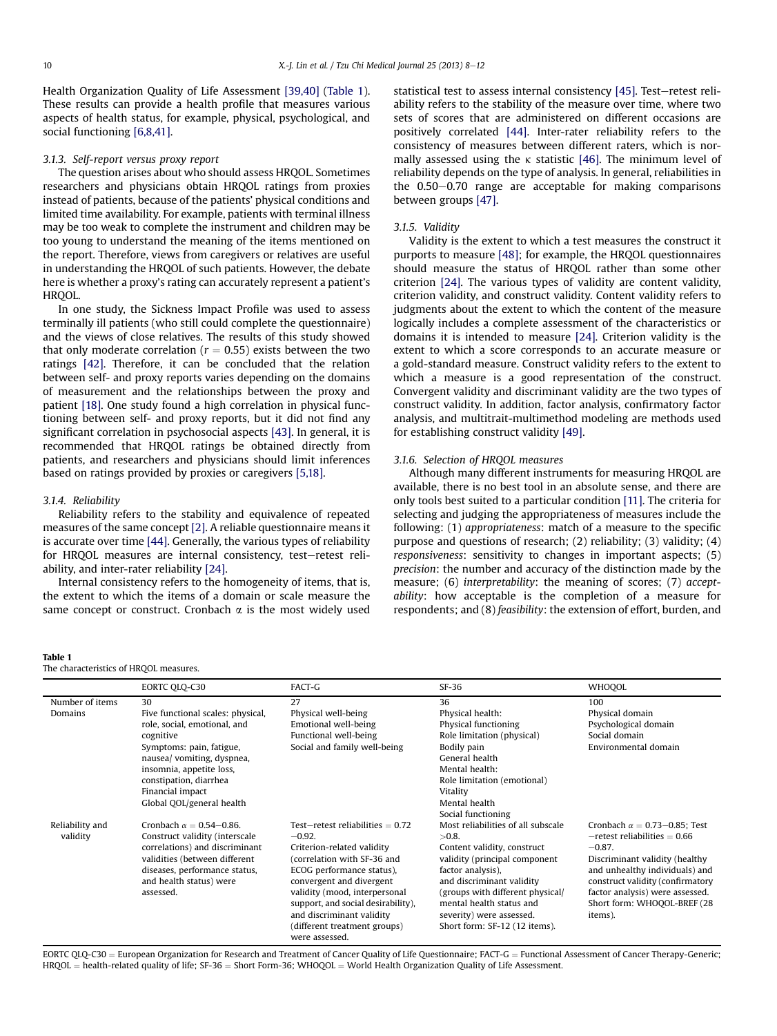Health Organization Quality of Life Assessment [39,40] (Table 1). These results can provide a health profile that measures various aspects of health status, for example, physical, psychological, and social functioning [6,8,41].

#### 3.1.3. Self-report versus proxy report

The question arises about who should assess HRQOL. Sometimes researchers and physicians obtain HRQOL ratings from proxies instead of patients, because of the patients' physical conditions and limited time availability. For example, patients with terminal illness may be too weak to complete the instrument and children may be too young to understand the meaning of the items mentioned on the report. Therefore, views from caregivers or relatives are useful in understanding the HRQOL of such patients. However, the debate here is whether a proxy's rating can accurately represent a patient's HRQOL.

In one study, the Sickness Impact Profile was used to assess terminally ill patients (who still could complete the questionnaire) and the views of close relatives. The results of this study showed that only moderate correlation ($r = 0.55$) exists between the two ratings [42]. Therefore, it can be concluded that the relation between self- and proxy reports varies depending on the domains of measurement and the relationships between the proxy and patient [18]. One study found a high correlation in physical functioning between self- and proxy reports, but it did not find any significant correlation in psychosocial aspects [43]. In general, it is recommended that HRQOL ratings be obtained directly from patients, and researchers and physicians should limit inferences based on ratings provided by proxies or caregivers [5,18].

#### 3.1.4. Reliability

Reliability refers to the stability and equivalence of repeated measures of the same concept [2]. A reliable questionnaire means it is accurate over time [44]. Generally, the various types of reliability for HRQOL measures are internal consistency, test–retest reliability, and inter-rater reliability [24].

Internal consistency refers to the homogeneity of items, that is, the extent to which the items of a domain or scale measure the same concept or construct. Cronbach $\alpha$ is the most widely used statistical test to assess internal consistency [45]. Test–retest reliability refers to the stability of the measure over time, where two sets of scores that are administered on different occasions are positively correlated [44]. Inter-rater reliability refers to the consistency of measures between different raters, which is normally assessed using the $\kappa$ statistic [46]. The minimum level of reliability depends on the type of analysis. In general, reliabilities in the 0.50–0.70 range are acceptable for making comparisons between groups [47].

#### 3.1.5. Validity

Validity is the extent to which a test measures the construct it purports to measure [48]; for example, the HRQOL questionnaires should measure the status of HRQOL rather than some other criterion [24]. The various types of validity are content validity, criterion validity, and construct validity. Content validity refers to judgments about the extent to which the content of the measure logically includes a complete assessment of the characteristics or domains it is intended to measure [24]. Criterion validity is the extent to which a score corresponds to an accurate measure or a gold-standard measure. Construct validity refers to the extent to which a measure is a good representation of the construct. Convergent validity and discriminant validity are the two types of construct validity. In addition, factor analysis, confirmatory factor analysis, and multitrait-multimethod modeling are methods used for establishing construct validity [49].

#### 3.1.6. Selection of HRQOL measures

Although many different instruments for measuring HRQOL are available, there is no best tool in an absolute sense, and there are only tools best suited to a particular condition [11]. The criteria for selecting and judging the appropriateness of measures include the following: (1) *appropriateness*: match of a measure to the specific purpose and questions of research; (2) reliability; (3) validity; (4) *responsiveness*: sensitivity to changes in important aspects; (5) *precision*: the number and accuracy of the distinction made by the measure; (6) *interpretability*: the meaning of scores; (7) *acceptability*: how acceptable is the completion of a measure for respondents; and (8) *feasibility*: the extension of effort, burden, and

**Table 1**
The characteristics of HRQOL measures.

| | EORTC QLQ-C30 | FACT-G | SF-36 | WHOQOL |
|---|---|---|---|---|
| Number of items | 30 | 27 | 36 | 100 |
| Domains | Five functional scales: physical, role, social, emotional, and cognitive<br>Symptoms: pain, fatigue, nausea/ vomiting, dyspnea, insomnia, appetite loss, constipation, diarrhea<br>Financial impact<br>Global QOL/general health | Physical well-being<br>Emotional well-being<br>Functional well-being<br>Social and family well-being | Physical health:<br>Physical functioning<br>Role limitation (physical)<br>Bodily pain<br>General health<br>Mental health:<br>Role limitation (emotional)<br>Vitality<br>Mental health<br>Social functioning | Physical domain<br>Psychological domain<br>Social domain<br>Environmental domain |
| Reliability and validity | Cronbach $\alpha = 0.54$–$0.86$.<br>Construct validity (interscale correlations) and discriminant validities (between different diseases, performance status, and health status) were assessed. | Test–retest reliabilities = 0.72–0.92.<br>Criterion-related validity (correlation with SF-36 and ECOG performance status), convergent and divergent validity (mood, interpersonal support, and social desirability), and discriminant validity (different treatment groups) were assessed. | Most reliabilities of all subscale >0.8.<br>Content validity, construct validity (principal component factor analysis), and discriminant validity (groups with different physical/ mental health status and severity) were assessed.<br>Short form: SF-12 (12 items). | Cronbach $\alpha = 0.73$–$0.85$; Test–retest reliabilities = 0.66–0.87.<br>Discriminant validity (healthy and unhealthy individuals) and construct validity (confirmatory factor analysis) were assessed.<br>Short form: WHOQOL-BREF (28 items). |

EORTC QLQ-C30 = European Organization for Research and Treatment of Cancer Quality of Life Questionnaire; FACT-G = Functional Assessment of Cancer Therapy-Generic; HRQOL = health-related quality of life; SF-36 = Short Form-36; WHOQOL = World Health Organization Quality of Life Assessment.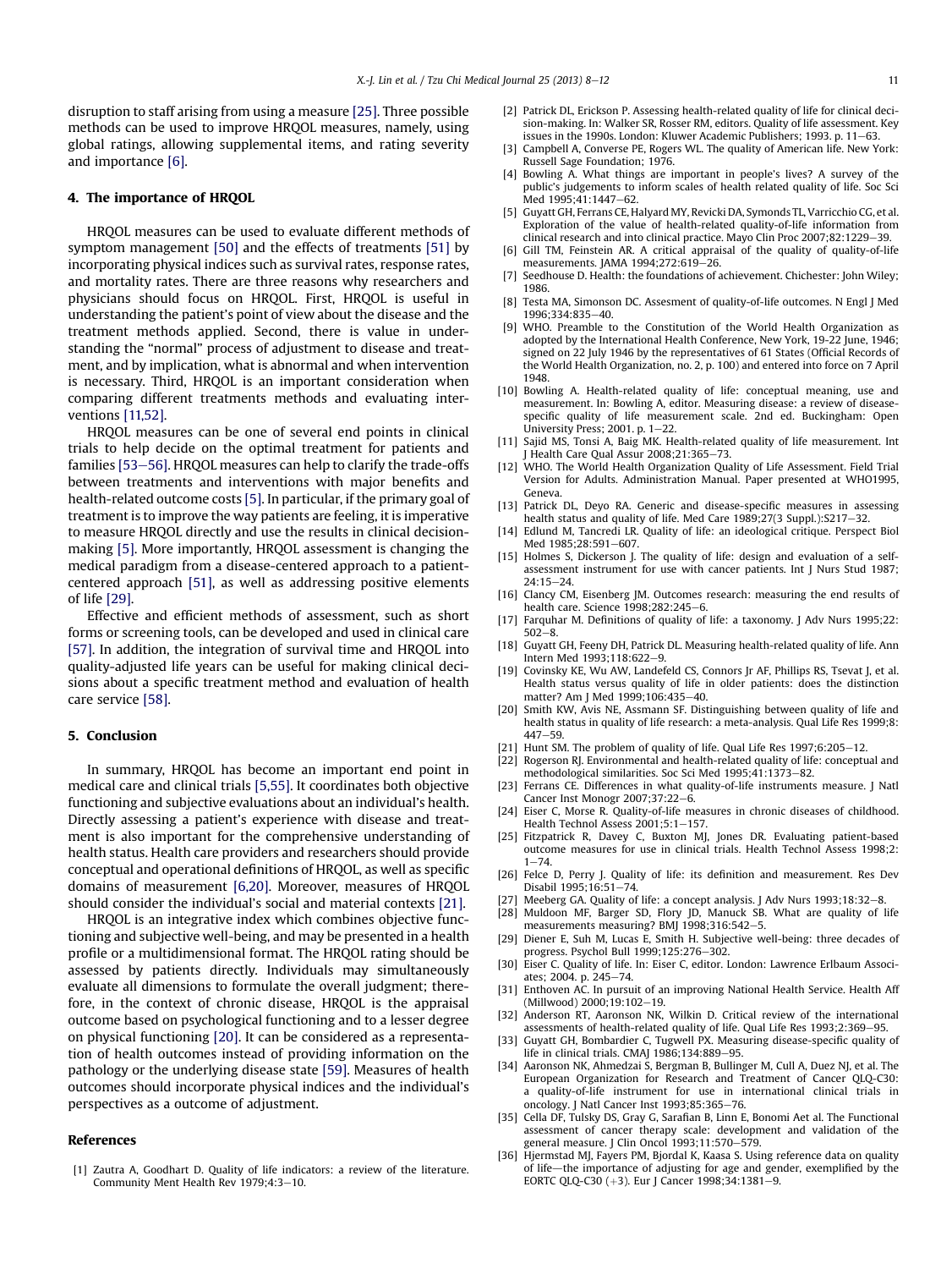disruption to staff arising from using a measure [25]. Three possible methods can be used to improve HRQOL measures, namely, using global ratings, allowing supplemental items, and rating severity and importance [6].

## 4. The importance of HRQOL

HRQOL measures can be used to evaluate different methods of symptom management [50] and the effects of treatments [51] by incorporating physical indices such as survival rates, response rates, and mortality rates. There are three reasons why researchers and physicians should focus on HRQOL. First, HRQOL is useful in understanding the patient's point of view about the disease and the treatment methods applied. Second, there is value in understanding the "normal" process of adjustment to disease and treatment, and by implication, what is abnormal and when intervention is necessary. Third, HRQOL is an important consideration when comparing different treatments methods and evaluating interventions [11,52].

HRQOL measures can be one of several end points in clinical trials to help decide on the optimal treatment for patients and families [53–56]. HRQOL measures can help to clarify the trade-offs between treatments and interventions with major benefits and health-related outcome costs [5]. In particular, if the primary goal of treatment is to improve the way patients are feeling, it is imperative to measure HRQOL directly and use the results in clinical decision-making [5]. More importantly, HRQOL assessment is changing the medical paradigm from a disease-centered approach to a patient-centered approach [51], as well as addressing positive elements of life [29].

Effective and efficient methods of assessment, such as short forms or screening tools, can be developed and used in clinical care [57]. In addition, the integration of survival time and HRQOL into quality-adjusted life years can be useful for making clinical decisions about a specific treatment method and evaluation of health care service [58].

## 5. Conclusion

In summary, HRQOL has become an important end point in medical care and clinical trials [5,55]. It coordinates both objective functioning and subjective evaluations about an individual's health. Directly assessing a patient's experience with disease and treatment is also important for the comprehensive understanding of health status. Health care providers and researchers should provide conceptual and operational definitions of HRQOL, as well as specific domains of measurement [6,20]. Moreover, measures of HRQOL should consider the individual's social and material contexts [21].

HRQOL is an integrative index which combines objective functioning and subjective well-being, and may be presented in a health profile or a multidimensional format. The HRQOL rating should be assessed by patients directly. Individuals may simultaneously evaluate all dimensions to formulate the overall judgment; therefore, in the context of chronic disease, HRQOL is the appraisal outcome based on psychological functioning and to a lesser degree on physical functioning [20]. It can be considered as a representation of health outcomes instead of providing information on the pathology or the underlying disease state [59]. Measures of health outcomes should incorporate physical indices and the individual's perspectives as a outcome of adjustment.

## References

[1] Zautra A, Goodhart D. Quality of life indicators: a review of the literature. Community Ment Health Rev 1979;4:3–10.

[2] Patrick DL, Erickson P. Assessing health-related quality of life for clinical decision-making. In: Walker SR, Rosser RM, editors. Quality of life assessment. Key issues in the 1990s. London: Kluwer Academic Publishers; 1993. p. 11–63.

[3] Campbell A, Converse PE, Rogers WL. The quality of American life. New York: Russell Sage Foundation; 1976.

[4] Bowling A. What things are important in people's lives? A survey of the public's judgements to inform scales of health related quality of life. Soc Sci Med 1995;41:1447–62.

[5] Guyatt GH, Ferrans CE, Halyard MY, Revicki DA, Symonds TL, Varricchio CG, et al. Exploration of the value of health-related quality-of-life information from clinical research and into clinical practice. Mayo Clin Proc 2007;82:1229–39.

[6] Gill TM, Feinstein AR. A critical appraisal of the quality of quality-of-life measurements. JAMA 1994;272:619–26.

[7] Seedhouse D. Health: the foundations of achievement. Chichester: John Wiley; 1986.

[8] Testa MA, Simonson DC. Assesment of quality-of-life outcomes. N Engl J Med 1996;334:835–40.

[9] WHO. Preamble to the Constitution of the World Health Organization as adopted by the International Health Conference, New York, 19-22 June, 1946; signed on 22 July 1946 by the representatives of 61 States (Official Records of the World Health Organization, no. 2, p. 100) and entered into force on 7 April 1948.

[10] Bowling A. Health-related quality of life: conceptual meaning, use and measurement. In: Bowling A, editor. Measuring disease: a review of disease-specific quality of life measurement scale. 2nd ed. Buckingham: Open University Press; 2001. p. 1–22.

[11] Sajid MS, Tonsi A, Baig MK. Health-related quality of life measurement. Int J Health Care Qual Assur 2008;21:365–73.

[12] WHO. The World Health Organization Quality of Life Assessment. Field Trial Version for Adults. Administration Manual. Paper presented at WHO1995, Geneva.

[13] Patrick DL, Deyo RA. Generic and disease-specific measures in assessing health status and quality of life. Med Care 1989;27(3 Suppl.):S217–32.

[14] Edlund M, Tancredi LR. Quality of life: an ideological critique. Perspect Biol Med 1985;28:591–607.

[15] Holmes S, Dickerson J. The quality of life: design and evaluation of a self-assessment instrument for use with cancer patients. Int J Nurs Stud 1987; 24:15–24.

[16] Clancy CM, Eisenberg JM. Outcomes research: measuring the end results of health care. Science 1998;282:245–6.

[17] Farquhar M. Definitions of quality of life: a taxonomy. J Adv Nurs 1995;22: 502–8.

[18] Guyatt GH, Feeny DH, Patrick DL. Measuring health-related quality of life. Ann Intern Med 1993;118:622–9.

[19] Covinsky KE, Wu AW, Landefeld CS, Connors Jr AF, Phillips RS, Tsevat J, et al. Health status versus quality of life in older patients: does the distinction matter? Am J Med 1999;106:435–40.

[20] Smith KW, Avis NE, Assmann SF. Distinguishing between quality of life and health status in quality of life research: a meta-analysis. Qual Life Res 1999;8: 447–59.

[21] Hunt SM. The problem of quality of life. Qual Life Res 1997;6:205–12.

[22] Rogerson RJ. Environmental and health-related quality of life: conceptual and methodological similarities. Soc Sci Med 1995;41:1373–82.

[23] Ferrans CE. Differences in what quality-of-life instruments measure. J Natl Cancer Inst Monogr 2007;37:22–6.

[24] Eiser C, Morse R. Quality-of-life measures in chronic diseases of childhood. Health Technol Assess 2001;5:1–157.

[25] Fitzpatrick R, Davey C, Buxton MJ, Jones DR. Evaluating patient-based outcome measures for use in clinical trials. Health Technol Assess 1998;2: 1–74.

[26] Felce D, Perry J. Quality of life: its definition and measurement. Res Dev Disabil 1995;16:51–74.

[27] Meeberg GA. Quality of life: a concept analysis. J Adv Nurs 1993;18:32–8.

[28] Muldoon MF, Barger SD, Flory JD, Manuck SB. What are quality of life measurements measuring? BMJ 1998;316:542–5.

[29] Diener E, Suh M, Lucas E, Smith H. Subjective well-being: three decades of progress. Psychol Bull 1999;125:276–302.

[30] Eiser C. Quality of life. In: Eiser C, editor. London: Lawrence Erlbaum Associates; 2004. p. 245–74.

[31] Enthoven AC. In pursuit of an improving National Health Service. Health Aff (Millwood) 2000;19:102–19.

[32] Anderson RT, Aaronson NK, Wilkin D. Critical review of the international assessments of health-related quality of life. Qual Life Res 1993;2:369–95.

[33] Guyatt GH, Bombardier C, Tugwell PX. Measuring disease-specific quality of life in clinical trials. CMAJ 1986;134:889–95.

[34] Aaronson NK, Ahmedzai S, Bergman B, Bullinger M, Cull A, Duez NJ, et al. The European Organization for Research and Treatment of Cancer QLQ-C30: a quality-of-life instrument for use in international clinical trials in oncology. J Natl Cancer Inst 1993;85:365–76.

[35] Cella DF, Tulsky DS, Gray G, Sarafian B, Linn E, Bonomi Aet al. The Functional assessment of cancer therapy scale: development and validation of the general measure. J Clin Oncol 1993;11:570–579.

[36] Hjermstad MJ, Fayers PM, Bjordal K, Kaasa S. Using reference data on quality of life—the importance of adjusting for age and gender, exemplified by the EORTC QLQ-C30 (+3). Eur J Cancer 1998;34:1381–9.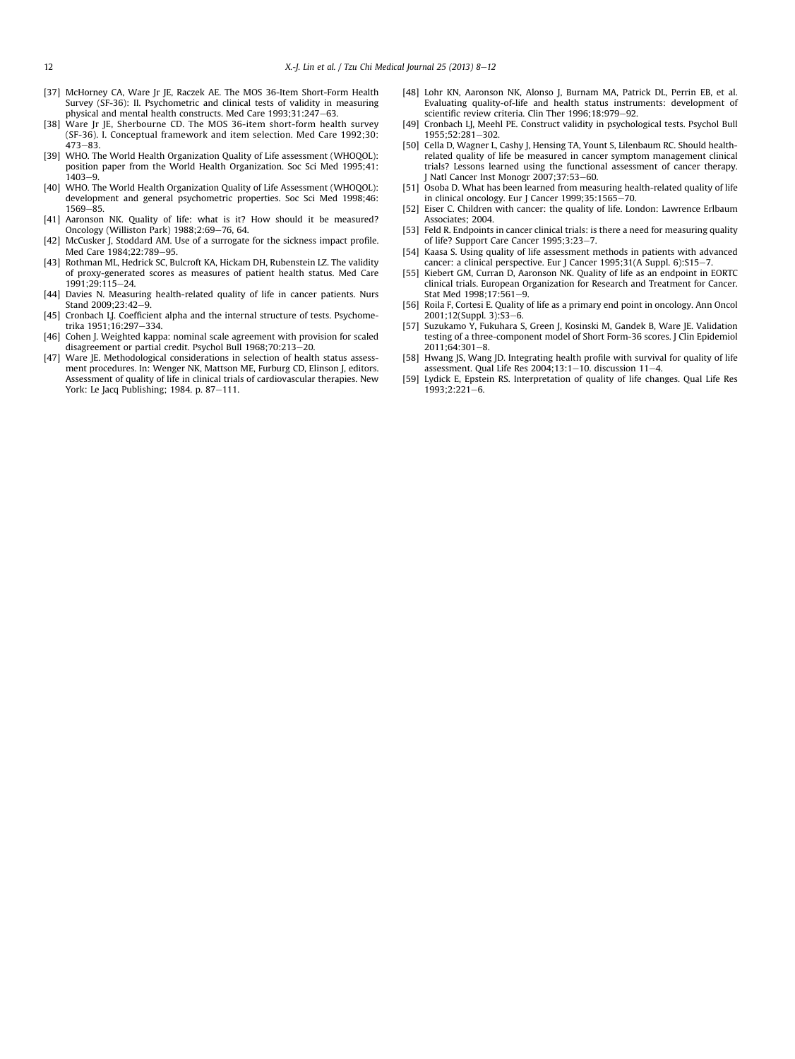[37] McHorney CA, Ware Jr JE, Raczek AE. The MOS 36-Item Short-Form Health Survey (SF-36): II. Psychometric and clinical tests of validity in measuring physical and mental health constructs. Med Care 1993;31:247–63.

[38] Ware Jr JE, Sherbourne CD. The MOS 36-item short-form health survey (SF-36). I. Conceptual framework and item selection. Med Care 1992;30:473–83.

[39] WHO. The World Health Organization Quality of Life assessment (WHOQOL): position paper from the World Health Organization. Soc Sci Med 1995;41:1403–9.

[40] WHO. The World Health Organization Quality of Life Assessment (WHOQOL): development and general psychometric properties. Soc Sci Med 1998;46:1569–85.

[41] Aaronson NK. Quality of life: what is it? How should it be measured? Oncology (Williston Park) 1988;2:69–76, 64.

[42] McCusker J, Stoddard AM. Use of a surrogate for the sickness impact profile. Med Care 1984;22:789–95.

[43] Rothman ML, Hedrick SC, Bulcroft KA, Hickam DH, Rubenstein LZ. The validity of proxy-generated scores as measures of patient health status. Med Care 1991;29:115–24.

[44] Davies N. Measuring health-related quality of life in cancer patients. Nurs Stand 2009;23:42–9.

[45] Cronbach LJ. Coefficient alpha and the internal structure of tests. Psychometrika 1951;16:297–334.

[46] Cohen J. Weighted kappa: nominal scale agreement with provision for scaled disagreement or partial credit. Psychol Bull 1968;70:213–20.

[47] Ware JE. Methodological considerations in selection of health status assessment procedures. In: Wenger NK, Mattson ME, Furburg CD, Elinson J, editors. Assessment of quality of life in clinical trials of cardiovascular therapies. New York: Le Jacq Publishing; 1984. p. 87–111.

[48] Lohr KN, Aaronson NK, Alonso J, Burnam MA, Patrick DL, Perrin EB, et al. Evaluating quality-of-life and health status instruments: development of scientific review criteria. Clin Ther 1996;18:979–92.

[49] Cronbach LJ, Meehl PE. Construct validity in psychological tests. Psychol Bull 1955;52:281–302.

[50] Cella D, Wagner L, Cashy J, Hensing TA, Yount S, Lilenbaum RC. Should health-related quality of life be measured in cancer symptom management clinical trials? Lessons learned using the functional assessment of cancer therapy. J Natl Cancer Inst Monogr 2007;37:53–60.

[51] Osoba D. What has been learned from measuring health-related quality of life in clinical oncology. Eur J Cancer 1999;35:1565–70.

[52] Eiser C. Children with cancer: the quality of life. London: Lawrence Erlbaum Associates; 2004.

[53] Feld R. Endpoints in cancer clinical trials: is there a need for measuring quality of life? Support Care Cancer 1995;3:23–7.

[54] Kaasa S. Using quality of life assessment methods in patients with advanced cancer: a clinical perspective. Eur J Cancer 1995;31(A Suppl. 6):S15–7.

[55] Kiebert GM, Curran D, Aaronson NK. Quality of life as an endpoint in EORTC clinical trials. European Organization for Research and Treatment for Cancer. Stat Med 1998;17:561–9.

[56] Roila F, Cortesi E. Quality of life as a primary end point in oncology. Ann Oncol 2001;12(Suppl. 3):S3–6.

[57] Suzukamo Y, Fukuhara S, Green J, Kosinski M, Gandek B, Ware JE. Validation testing of a three-component model of Short Form-36 scores. J Clin Epidemiol 2011;64:301–8.

[58] Hwang JS, Wang JD. Integrating health profile with survival for quality of life assessment. Qual Life Res 2004;13:1–10. discussion 11–4.

[59] Lydick E, Epstein RS. Interpretation of quality of life changes. Qual Life Res 1993;2:221–6.